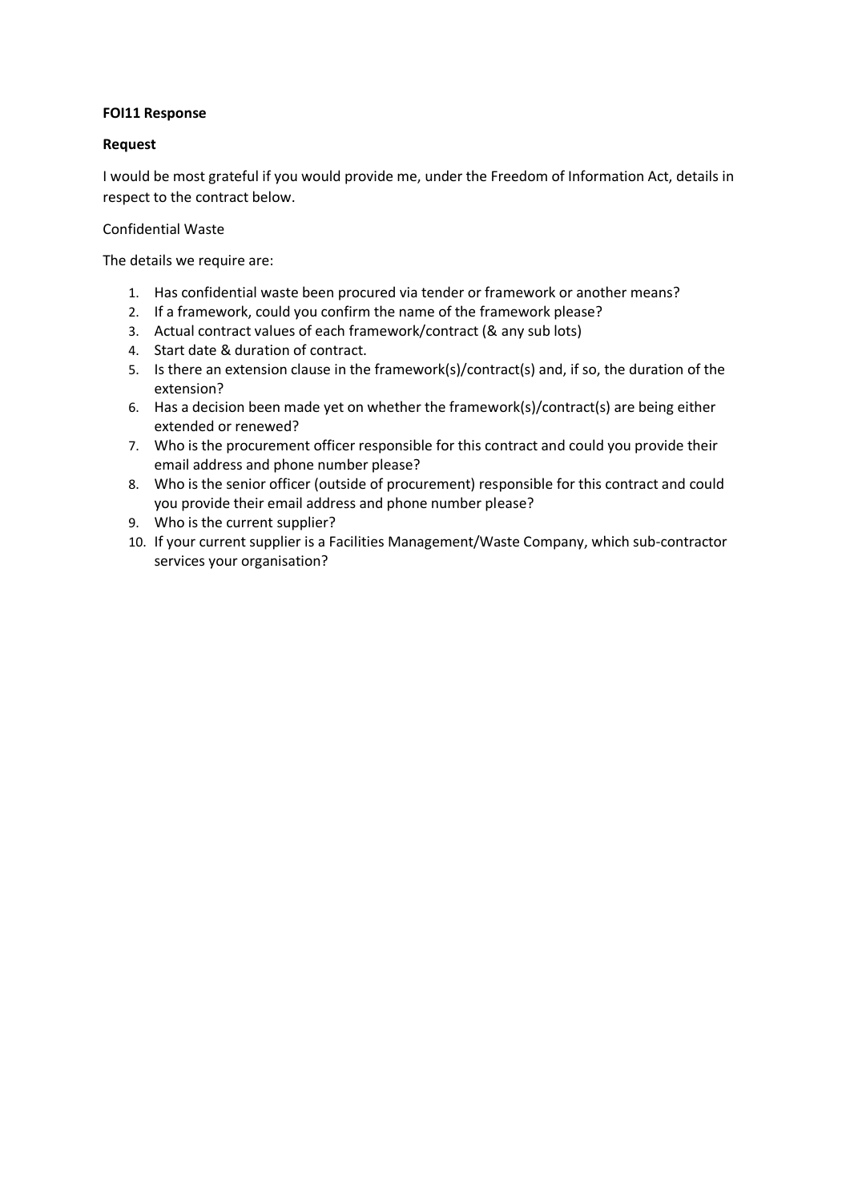**FOI11 Response**

**Request**

I would be most grateful if you would provide me, under the Freedom of Information Act, details in respect to the contract below.

Confidential Waste

The details we require are:

1. Has confidential waste been procured via tender or framework or another means?
2. If a framework, could you confirm the name of the framework please?
3. Actual contract values of each framework/contract (& any sub lots)
4. Start date & duration of contract.
5. Is there an extension clause in the framework(s)/contract(s) and, if so, the duration of the extension?
6. Has a decision been made yet on whether the framework(s)/contract(s) are being either extended or renewed?
7. Who is the procurement officer responsible for this contract and could you provide their email address and phone number please?
8. Who is the senior officer (outside of procurement) responsible for this contract and could you provide their email address and phone number please?
9. Who is the current supplier?
10. If your current supplier is a Facilities Management/Waste Company, which sub-contractor services your organisation?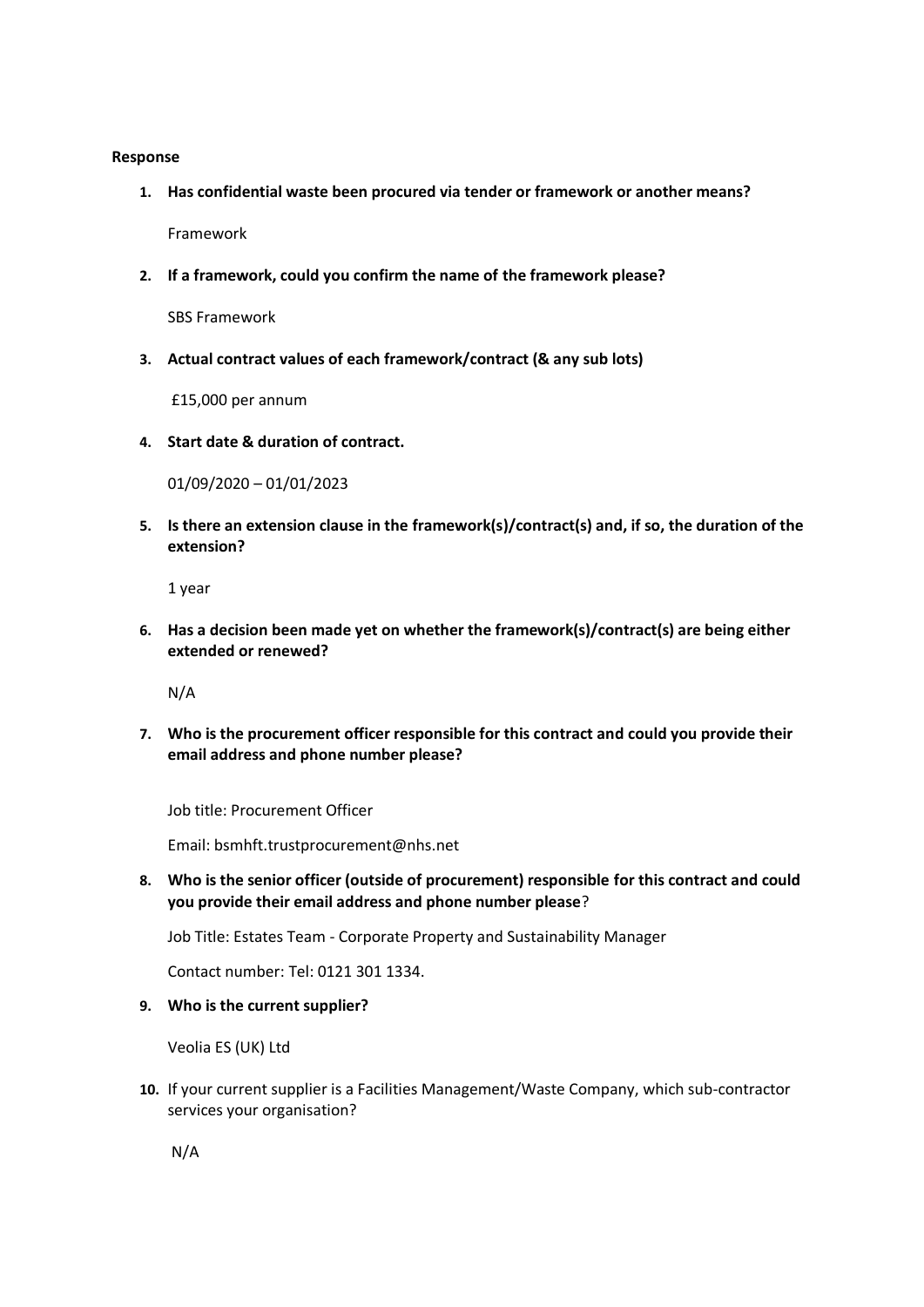**Response**

1. **Has confidential waste been procured via tender or framework or another means?**

   Framework

2. **If a framework, could you confirm the name of the framework please?**

   SBS Framework

3. **Actual contract values of each framework/contract (& any sub lots)**

   £15,000 per annum

4. **Start date & duration of contract.**

   01/09/2020 – 01/01/2023

5. **Is there an extension clause in the framework(s)/contract(s) and, if so, the duration of the extension?**

   1 year

6. **Has a decision been made yet on whether the framework(s)/contract(s) are being either extended or renewed?**

   N/A

7. **Who is the procurement officer responsible for this contract and could you provide their email address and phone number please?**

   Job title: Procurement Officer

   Email: bsmhft.trustprocurement@nhs.net

8. **Who is the senior officer (outside of procurement) responsible for this contract and could you provide their email address and phone number please**?

   Job Title: Estates Team - Corporate Property and Sustainability Manager

   Contact number: Tel: 0121 301 1334.

9. **Who is the current supplier?**

   Veolia ES (UK) Ltd

10. If your current supplier is a Facilities Management/Waste Company, which sub-contractor services your organisation?

    N/A